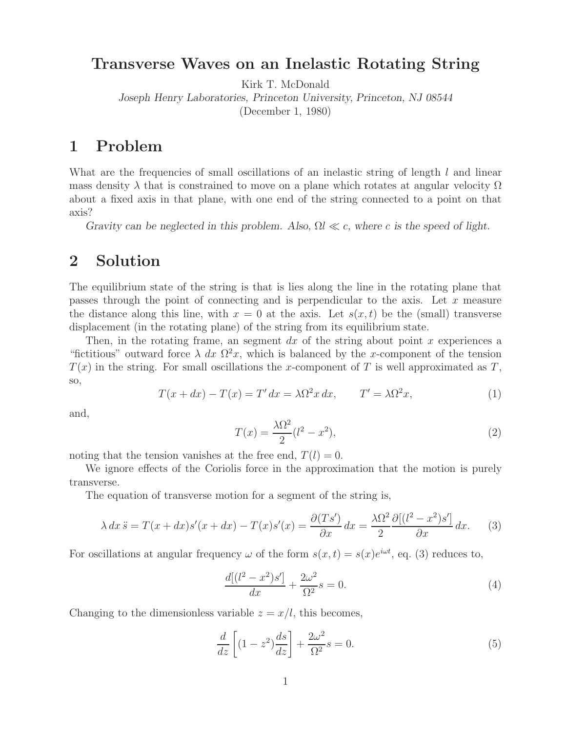# Transverse Waves on an Inelastic Rotating String

Kirk T. McDonald

*Joseph Henry Laboratories, Princeton University, Princeton, NJ 08544*

(December 1, 1980)

## 1 Problem

What are the frequencies of small oscillations of an inelastic string of length $l$ and linear mass density $\lambda$ that is constrained to move on a plane which rotates at angular velocity $\Omega$ about a fixed axis in that plane, with one end of the string connected to a point on that axis?

*Gravity can be neglected in this problem. Also, $\Omega l \ll c$, where $c$ is the speed of light.*

## 2 Solution

The equilibrium state of the string is that is lies along the line in the rotating plane that passes through the point of connecting and is perpendicular to the axis. Let $x$ measure the distance along this line, with $x = 0$ at the axis. Let $s(x, t)$ be the (small) transverse displacement (in the rotating plane) of the string from its equilibrium state.

Then, in the rotating frame, an segment $dx$ of the string about point $x$ experiences a "fictitious" outward force $\lambda\ dx\ \Omega^2 x$, which is balanced by the $x$-component of the tension $T(x)$ in the string. For small oscillations the $x$-component of $T$ is well approximated as $T$, so,

$$T(x + dx) - T(x) = T'\,dx = \lambda\Omega^2 x\,dx, \qquad T' = \lambda\Omega^2 x, \tag{1}$$

and,

$$T(x) = \frac{\lambda\Omega^2}{2}(l^2 - x^2), \tag{2}$$

noting that the tension vanishes at the free end, $T(l) = 0$.

We ignore effects of the Coriolis force in the approximation that the motion is purely transverse.

The equation of transverse motion for a segment of the string is,

$$\lambda\,dx\,\ddot{s} = T(x + dx)s'(x + dx) - T(x)s'(x) = \frac{\partial(Ts')}{\partial x}\,dx = \frac{\lambda\Omega^2}{2}\frac{\partial[(l^2 - x^2)s']}{\partial x}\,dx. \tag{3}$$

For oscillations at angular frequency $\omega$ of the form $s(x, t) = s(x)e^{i\omega t}$, eq. (3) reduces to,

$$\frac{d[(l^2 - x^2)s']}{dx} + \frac{2\omega^2}{\Omega^2}s = 0. \tag{4}$$

Changing to the dimensionless variable $z = x/l$, this becomes,

$$\frac{d}{dz}\left[(1 - z^2)\frac{ds}{dz}\right] + \frac{2\omega^2}{\Omega^2}s = 0. \tag{5}$$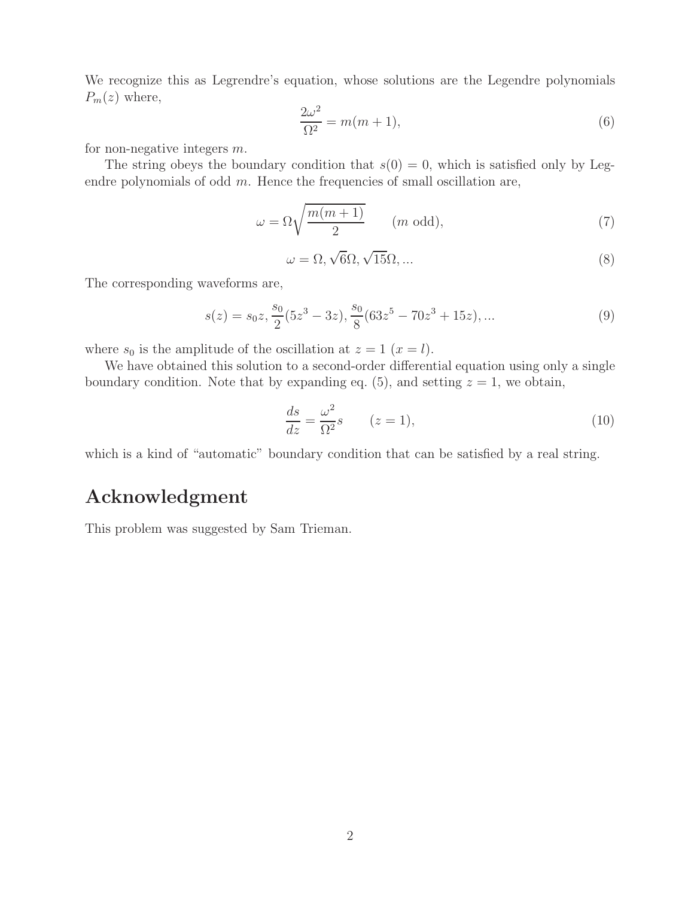We recognize this as Legrendre's equation, whose solutions are the Legendre polynomials $P_m(z)$ where,

$$\frac{2\omega^2}{\Omega^2} = m(m+1), \tag{6}$$

for non-negative integers $m$.

The string obeys the boundary condition that $s(0) = 0$, which is satisfied only by Legendre polynomials of odd $m$. Hence the frequencies of small oscillation are,

$$\omega = \Omega\sqrt{\frac{m(m+1)}{2}} \qquad (m \text{ odd}), \tag{7}$$

$$\omega = \Omega, \sqrt{6}\Omega, \sqrt{15}\Omega, ... \tag{8}$$

The corresponding waveforms are,

$$s(z) = s_0 z, \frac{s_0}{2}(5z^3 - 3z), \frac{s_0}{8}(63z^5 - 70z^3 + 15z), ... \tag{9}$$

where $s_0$ is the amplitude of the oscillation at $z = 1$ ($x = l$).

We have obtained this solution to a second-order differential equation using only a single boundary condition. Note that by expanding eq. (5), and setting $z = 1$, we obtain,

$$\frac{ds}{dz} = \frac{\omega^2}{\Omega^2} s \qquad (z = 1), \tag{10}$$

which is a kind of "automatic" boundary condition that can be satisfied by a real string.

## Acknowledgment

This problem was suggested by Sam Trieman.